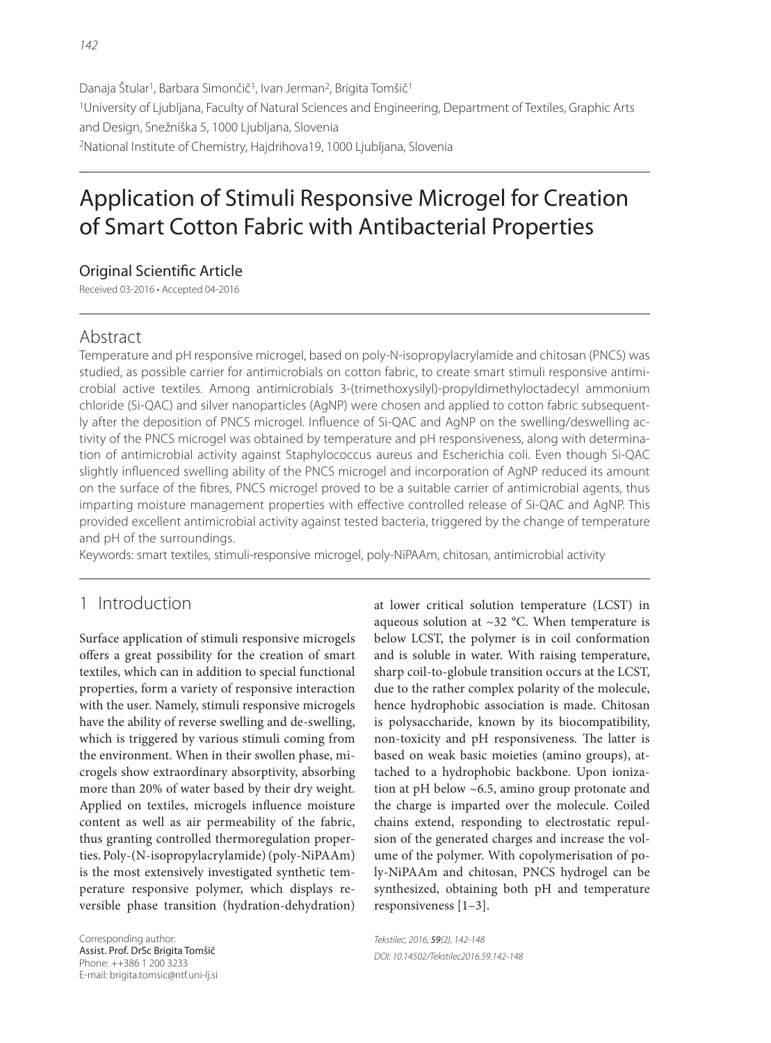Danaja Štular[1], Barbara Simončič[1], Ivan Jerman[2], Brigita Tomšič[1]
[1]University of Ljubljana, Faculty of Natural Sciences and Engineering, Department of Textiles, Graphic Arts and Design, Snežniška 5, 1000 Ljubljana, Slovenia
[2]National Institute of Chemistry, Hajdrihova19, 1000 Ljubljana, Slovenia

# Application of Stimuli Responsive Microgel for Creation of Smart Cotton Fabric with Antibacterial Properties

## Original Scientific Article

Received 03-2016 • Accepted 04-2016

## Abstract

Temperature and pH responsive microgel, based on poly-N-isopropylacrylamide and chitosan (PNCS) was studied, as possible carrier for antimicrobials on cotton fabric, to create smart stimuli responsive antimicrobial active textiles. Among antimicrobials 3-(trimethoxysilyl)-propyldimethyloctadecyl ammonium chloride (Si-QAC) and silver nanoparticles (AgNP) were chosen and applied to cotton fabric subsequently after the deposition of PNCS microgel. Influence of Si-QAC and AgNP on the swelling/deswelling activity of the PNCS microgel was obtained by temperature and pH responsiveness, along with determination of antimicrobial activity against Staphylococcus aureus and Escherichia coli. Even though Si-QAC slightly influenced swelling ability of the PNCS microgel and incorporation of AgNP reduced its amount on the surface of the fibres, PNCS microgel proved to be a suitable carrier of antimicrobial agents, thus imparting moisture management properties with effective controlled release of Si-QAC and AgNP. This provided excellent antimicrobial activity against tested bacteria, triggered by the change of temperature and pH of the surroundings.

Keywords: smart textiles, stimuli-responsive microgel, poly-NiPAAm, chitosan, antimicrobial activity

## 1 Introduction

Surface application of stimuli responsive microgels offers a great possibility for the creation of smart textiles, which can in addition to special functional properties, form a variety of responsive interaction with the user. Namely, stimuli responsive microgels have the ability of reverse swelling and de-swelling, which is triggered by various stimuli coming from the environment. When in their swollen phase, microgels show extraordinary absorptivity, absorbing more than 20% of water based by their dry weight. Applied on textiles, microgels influence moisture content as well as air permeability of the fabric, thus granting controlled thermoregulation properties. Poly-(N-isopropylacrylamide) (poly-NiPAAm) is the most extensively investigated synthetic temperature responsive polymer, which displays reversible phase transition (hydration-dehydration) at lower critical solution temperature (LCST) in aqueous solution at ~32 °C. When temperature is below LCST, the polymer is in coil conformation and is soluble in water. With raising temperature, sharp coil-to-globule transition occurs at the LCST, due to the rather complex polarity of the molecule, hence hydrophobic association is made. Chitosan is polysaccharide, known by its biocompatibility, non-toxicity and pH responsiveness. The latter is based on weak basic moieties (amino groups), attached to a hydrophobic backbone. Upon ionization at pH below ~6.5, amino group protonate and the charge is imparted over the molecule. Coiled chains extend, responding to electrostatic repulsion of the generated charges and increase the volume of the polymer. With copolymerisation of poly-NiPAAm and chitosan, PNCS hydrogel can be synthesized, obtaining both pH and temperature responsiveness [1–3].

Corresponding author:
Assist. Prof. DrSc Brigita Tomšič
Phone: ++386 1 200 3233
E-mail: brigita.tomsic@ntf.uni-lj.si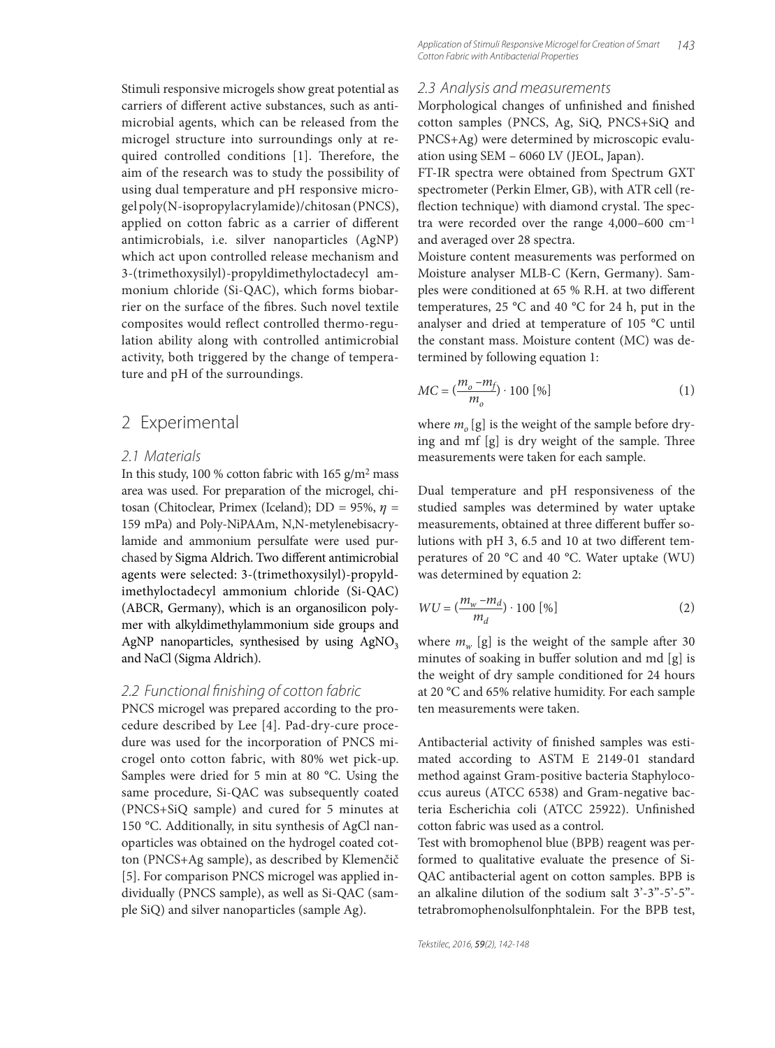Stimuli responsive microgels show great potential as carriers of different active substances, such as antimicrobial agents, which can be released from the microgel structure into surroundings only at required controlled conditions [1]. Therefore, the aim of the research was to study the possibility of using dual temperature and pH responsive microgel poly(N-isopropylacrylamide)/chitosan (PNCS), applied on cotton fabric as a carrier of different antimicrobials, i.e. silver nanoparticles (AgNP) which act upon controlled release mechanism and 3-(trimethoxysilyl)-propyldimethyloctadecyl ammonium chloride (Si-QAC), which forms biobarrier on the surface of the fibres. Such novel textile composites would reflect controlled thermo-regulation ability along with controlled antimicrobial activity, both triggered by the change of temperature and pH of the surroundings.

## 2 Experimental

### 2.1 Materials

In this study, 100 % cotton fabric with 165 g/m$^2$ mass area was used. For preparation of the microgel, chitosan (Chitoclear, Primex (Iceland); DD = 95%, $\eta$ = 159 mPa) and Poly-NiPAAm, N,N-metylenebisacrylamide and ammonium persulfate were used purchased by Sigma Aldrich. Two different antimicrobial agents were selected: 3-(trimethoxysilyl)-propyldimethyloctadecyl ammonium chloride (Si-QAC) (ABCR, Germany), which is an organosilicon polymer with alkyldimethylammonium side groups and AgNP nanoparticles, synthesised by using $AgNO_3$ and NaCl (Sigma Aldrich).

### 2.2 Functional finishing of cotton fabric

PNCS microgel was prepared according to the procedure described by Lee [4]. Pad-dry-cure procedure was used for the incorporation of PNCS microgel onto cotton fabric, with 80% wet pick-up. Samples were dried for 5 min at 80 °C. Using the same procedure, Si-QAC was subsequently coated (PNCS+SiQ sample) and cured for 5 minutes at 150 °C. Additionally, in situ synthesis of AgCl nanoparticles was obtained on the hydrogel coated cotton (PNCS+Ag sample), as described by Klemenčič [5]. For comparison PNCS microgel was applied individually (PNCS sample), as well as Si-QAC (sample SiQ) and silver nanoparticles (sample Ag).

### 2.3 Analysis and measurements

Morphological changes of unfinished and finished cotton samples (PNCS, Ag, SiQ, PNCS+SiQ and PNCS+Ag) were determined by microscopic evaluation using SEM – 6060 LV (JEOL, Japan).

FT-IR spectra were obtained from Spectrum GXT spectrometer (Perkin Elmer, GB), with ATR cell (reflection technique) with diamond crystal. The spectra were recorded over the range 4,000–600 cm$^{-1}$ and averaged over 28 spectra.

Moisture content measurements was performed on Moisture analyser MLB-C (Kern, Germany). Samples were conditioned at 65 % R.H. at two different temperatures, 25 °C and 40 °C for 24 h, put in the analyser and dried at temperature of 105 °C until the constant mass. Moisture content (MC) was determined by following equation 1:

$$MC = (\frac{m_o - m_f}{m_o}) \cdot 100 \text{ [\%]} \quad (1)$$

where $m_o$ [g] is the weight of the sample before drying and mf [g] is dry weight of the sample. Three measurements were taken for each sample.

Dual temperature and pH responsiveness of the studied samples was determined by water uptake measurements, obtained at three different buffer solutions with pH 3, 6.5 and 10 at two different temperatures of 20 °C and 40 °C. Water uptake (WU) was determined by equation 2:

$$WU = (\frac{m_w - m_d}{m_d}) \cdot 100 \text{ [\%]} \quad (2)$$

where $m_w$ [g] is the weight of the sample after 30 minutes of soaking in buffer solution and md [g] is the weight of dry sample conditioned for 24 hours at 20 °C and 65% relative humidity. For each sample ten measurements were taken.

Antibacterial activity of finished samples was estimated according to ASTM E 2149-01 standard method against Gram-positive bacteria Staphylococcus aureus (ATCC 6538) and Gram-negative bacteria Escherichia coli (ATCC 25922). Unfinished cotton fabric was used as a control.

Test with bromophenol blue (BPB) reagent was performed to qualitative evaluate the presence of Si-QAC antibacterial agent on cotton samples. BPB is an alkaline dilution of the sodium salt 3'-3"-5'-5"-tetrabromophenolsulfonphtalein. For the BPB test,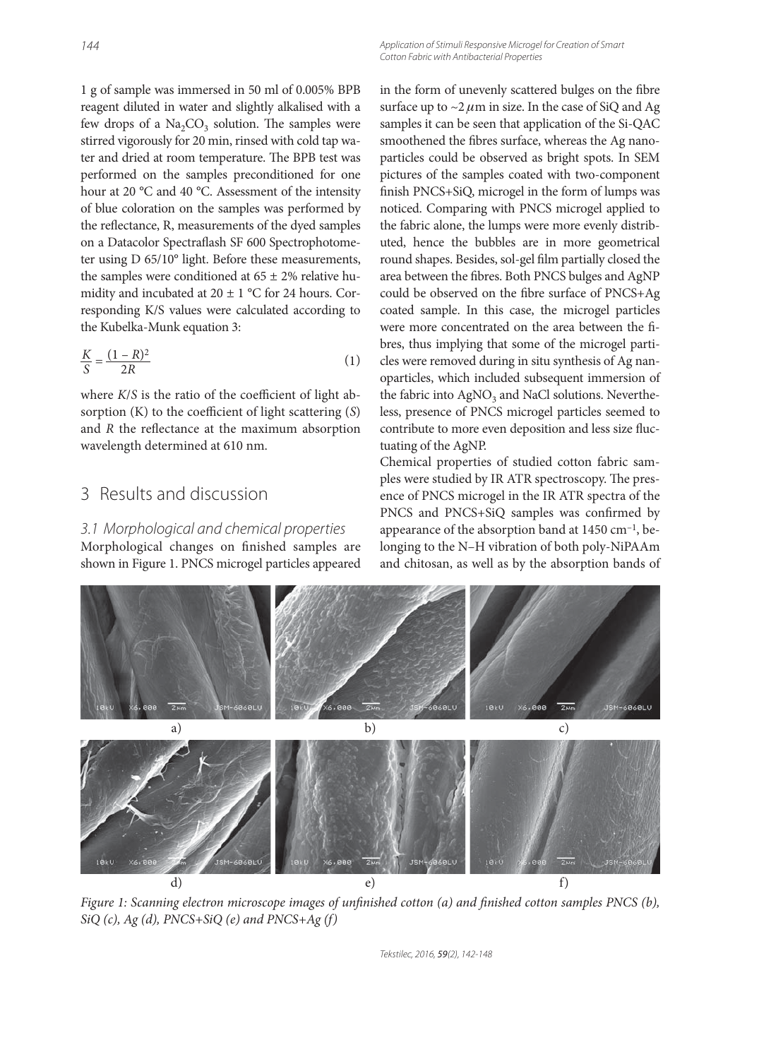1 g of sample was immersed in 50 ml of 0.005% BPB reagent diluted in water and slightly alkalised with a few drops of a $Na_2CO_3$ solution. The samples were stirred vigorously for 20 min, rinsed with cold tap water and dried at room temperature. The BPB test was performed on the samples preconditioned for one hour at 20 °C and 40 °C. Assessment of the intensity of blue coloration on the samples was performed by the reflectance, R, measurements of the dyed samples on a Datacolor Spectraflash SF 600 Spectrophotometer using D 65/10° light. Before these measurements, the samples were conditioned at 65 ± 2% relative humidity and incubated at 20 ± 1 °C for 24 hours. Corresponding K/S values were calculated according to the Kubelka-Munk equation 3:

$$\frac{K}{S} = \frac{(1 - R)^2}{2R} \tag{1}$$

where $K/S$ is the ratio of the coefficient of light absorption (K) to the coefficient of light scattering ($S$) and $R$ the reflectance at the maximum absorption wavelength determined at 610 nm.

## 3 Results and discussion

### 3.1 Morphological and chemical properties

Morphological changes on finished samples are shown in Figure 1. PNCS microgel particles appeared in the form of unevenly scattered bulges on the fibre surface up to ~2 $\mu$m in size. In the case of SiQ and Ag samples it can be seen that application of the Si-QAC smoothened the fibres surface, whereas the Ag nanoparticles could be observed as bright spots. In SEM pictures of the samples coated with two-component finish PNCS+SiQ, microgel in the form of lumps was noticed. Comparing with PNCS microgel applied to the fabric alone, the lumps were more evenly distributed, hence the bubbles are in more geometrical round shapes. Besides, sol-gel film partially closed the area between the fibres. Both PNCS bulges and AgNP could be observed on the fibre surface of PNCS+Ag coated sample. In this case, the microgel particles were more concentrated on the area between the fibres, thus implying that some of the microgel particles were removed during in situ synthesis of Ag nanoparticles, which included subsequent immersion of the fabric into $AgNO_3$ and NaCl solutions. Nevertheless, presence of PNCS microgel particles seemed to contribute to more even deposition and less size fluctuating of the AgNP.

Chemical properties of studied cotton fabric samples were studied by IR ATR spectroscopy. The presence of PNCS microgel in the IR ATR spectra of the PNCS and PNCS+SiQ samples was confirmed by appearance of the absorption band at 1450 cm$^{-1}$, belonging to the N–H vibration of both poly-NiPAAm and chitosan, as well as by the absorption bands of

*Figure 1: Scanning electron microscope images of unfinished cotton (a) and finished cotton samples PNCS (b), SiQ (c), Ag (d), PNCS+SiQ (e) and PNCS+Ag (f)*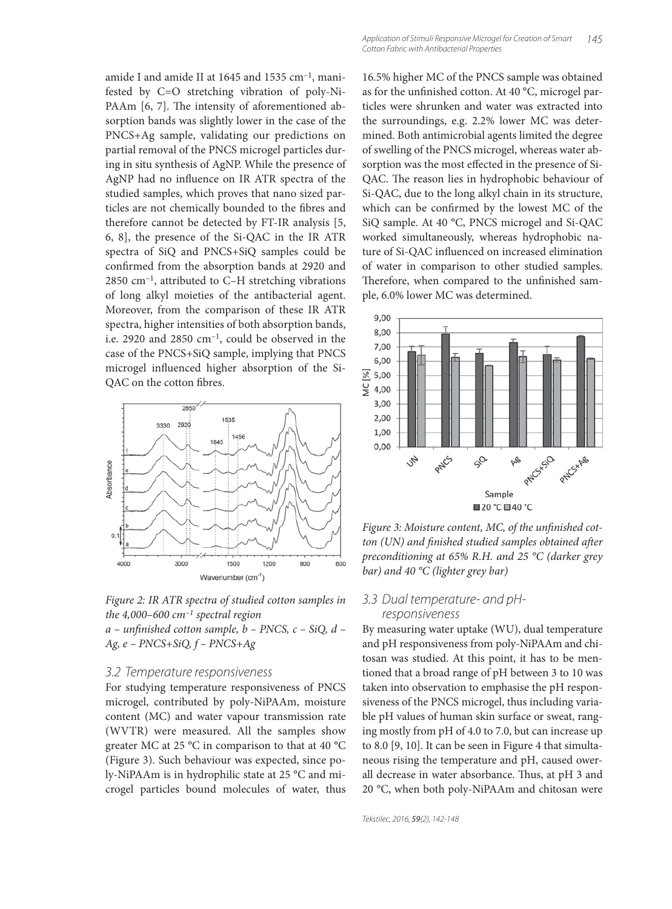amide I and amide II at 1645 and 1535 cm$^{-1}$, manifested by C=O stretching vibration of poly-NiPAAm [6, 7]. The intensity of aforementioned absorption bands was slightly lower in the case of the PNCS+Ag sample, validating our predictions on partial removal of the PNCS microgel particles during in situ synthesis of AgNP. While the presence of AgNP had no influence on IR ATR spectra of the studied samples, which proves that nano sized particles are not chemically bounded to the fibres and therefore cannot be detected by FT-IR analysis [5, 6, 8], the presence of the Si-QAC in the IR ATR spectra of SiQ and PNCS+SiQ samples could be confirmed from the absorption bands at 2920 and 2850 cm$^{-1}$, attributed to C–H stretching vibrations of long alkyl moieties of the antibacterial agent. Moreover, from the comparison of these IR ATR spectra, higher intensities of both absorption bands, i.e. 2920 and 2850 cm$^{-1}$, could be observed in the case of the PNCS+SiQ sample, implying that PNCS microgel influenced higher absorption of the Si-QAC on the cotton fibres.

*Figure 2: IR ATR spectra of studied cotton samples in the 4,000–600 cm$^{-1}$ spectral region*
*a – unfinished cotton sample, b – PNCS, c – SiQ, d – Ag, e – PNCS+SiQ, f – PNCS+Ag*

### 3.2 Temperature responsiveness

For studying temperature responsiveness of PNCS microgel, contributed by poly-NiPAAm, moisture content (MC) and water vapour transmission rate (WVTR) were measured. All the samples show greater MC at 25 °C in comparison to that at 40 °C (Figure 3). Such behaviour was expected, since poly-NiPAAm is in hydrophilic state at 25 °C and microgel particles bound molecules of water, thus 16.5% higher MC of the PNCS sample was obtained as for the unfinished cotton. At 40 °C, microgel particles were shrunken and water was extracted into the surroundings, e.g. 2.2% lower MC was determined. Both antimicrobial agents limited the degree of swelling of the PNCS microgel, whereas water absorption was the most effected in the presence of Si-QAC. The reason lies in hydrophobic behaviour of Si-QAC, due to the long alkyl chain in its structure, which can be confirmed by the lowest MC of the SiQ sample. At 40 °C, PNCS microgel and Si-QAC worked simultaneously, whereas hydrophobic nature of Si-QAC influenced on increased elimination of water in comparison to other studied samples. Therefore, when compared to the unfinished sample, 6.0% lower MC was determined.

*Figure 3: Moisture content, MC, of the unfinished cotton (UN) and finished studied samples obtained after preconditioning at 65% R.H. and 25 °C (darker grey bar) and 40 °C (lighter grey bar)*

### 3.3 Dual temperature- and pH-responsiveness

By measuring water uptake (WU), dual temperature and pH responsiveness from poly-NiPAAm and chitosan was studied. At this point, it has to be mentioned that a broad range of pH between 3 to 10 was taken into observation to emphasise the pH responsiveness of the PNCS microgel, thus including variable pH values of human skin surface or sweat, ranging mostly from pH of 4.0 to 7.0, but can increase up to 8.0 [9, 10]. It can be seen in Figure 4 that simultaneous rising the temperature and pH, caused owerall decrease in water absorbance. Thus, at pH 3 and 20 °C, when both poly-NiPAAm and chitosan were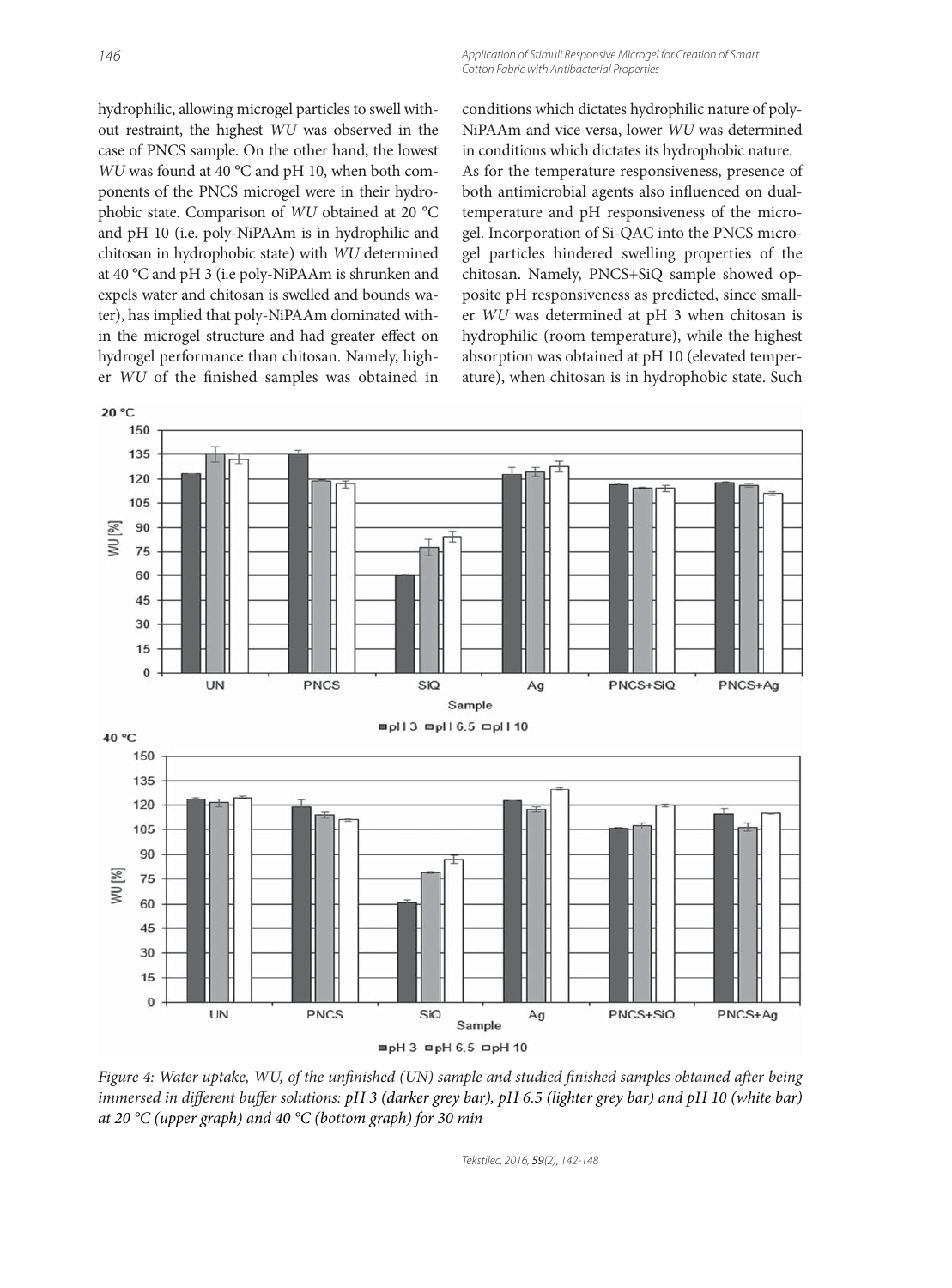hydrophilic, allowing microgel particles to swell without restraint, the highest *WU* was observed in the case of PNCS sample. On the other hand, the lowest *WU* was found at 40 °C and pH 10, when both components of the PNCS microgel were in their hydrophobic state. Comparison of *WU* obtained at 20 °C and pH 10 (i.e. poly-NiPAAm is in hydrophilic and chitosan in hydrophobic state) with *WU* determined at 40 °C and pH 3 (i.e poly-NiPAAm is shrunken and expels water and chitosan is swelled and bounds water), has implied that poly-NiPAAm dominated within the microgel structure and had greater effect on hydrogel performance than chitosan. Namely, higher *WU* of the finished samples was obtained in conditions which dictates hydrophilic nature of poly-NiPAAm and vice versa, lower *WU* was determined in conditions which dictates its hydrophobic nature.

As for the temperature responsiveness, presence of both antimicrobial agents also influenced on dual-temperature and pH responsiveness of the microgel. Incorporation of Si-QAC into the PNCS microgel particles hindered swelling properties of the chitosan. Namely, PNCS+SiQ sample showed opposite pH responsiveness as predicted, since smaller *WU* was determined at pH 3 when chitosan is hydrophilic (room temperature), while the highest absorption was obtained at pH 10 (elevated temperature), when chitosan is in hydrophobic state. Such

*Figure 4: Water uptake, WU, of the unfinished (UN) sample and studied finished samples obtained after being immersed in different buffer solutions: pH 3 (darker grey bar), pH 6.5 (lighter grey bar) and pH 10 (white bar) at 20 °C (upper graph) and 40 °C (bottom graph) for 30 min*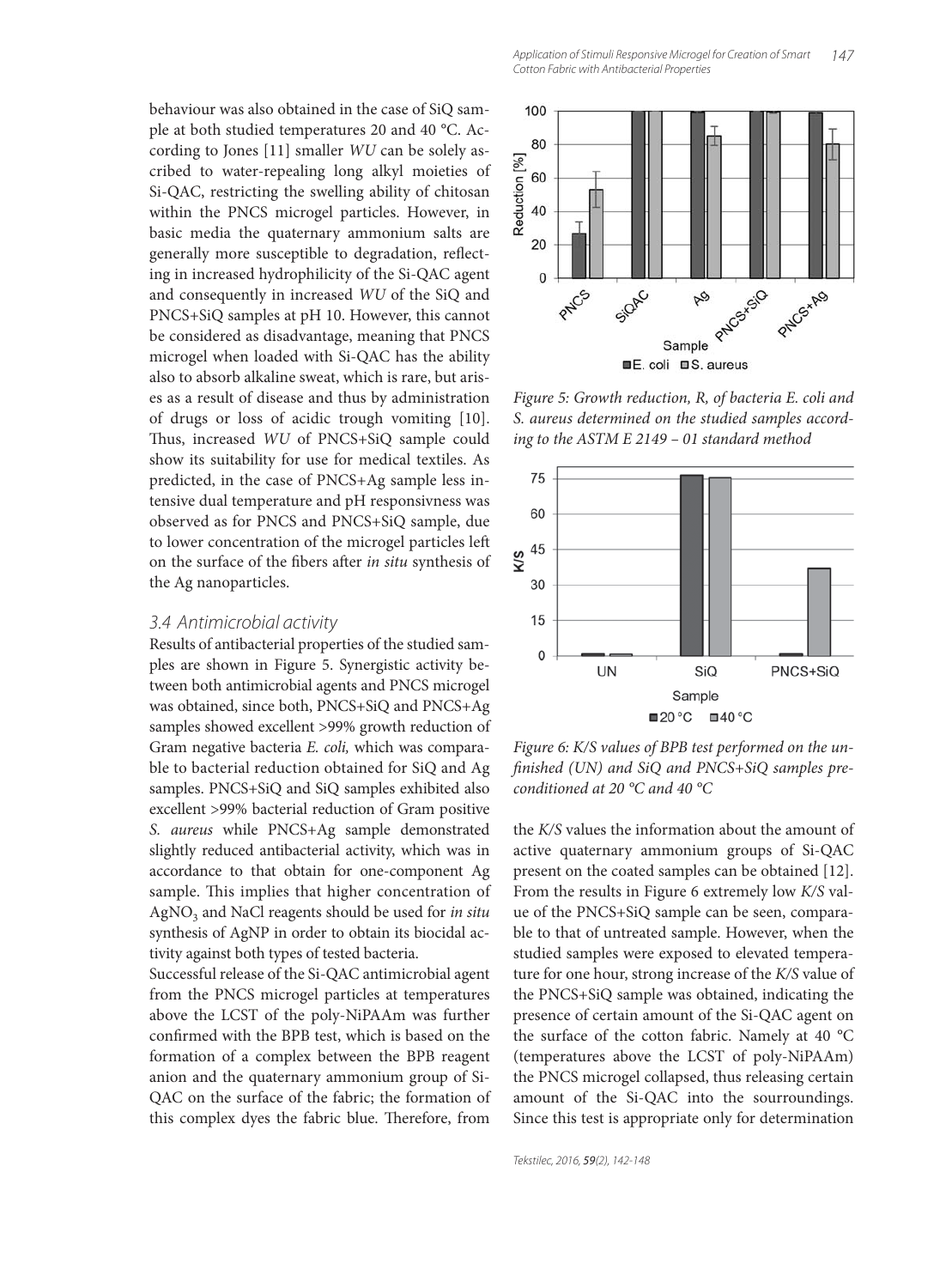behaviour was also obtained in the case of SiQ sample at both studied temperatures 20 and 40 °C. According to Jones [11] smaller *WU* can be solely ascribed to water-repealing long alkyl moieties of Si-QAC, restricting the swelling ability of chitosan within the PNCS microgel particles. However, in basic media the quaternary ammonium salts are generally more susceptible to degradation, reflecting in increased hydrophilicity of the Si-QAC agent and consequently in increased *WU* of the SiQ and PNCS+SiQ samples at pH 10. However, this cannot be considered as disadvantage, meaning that PNCS microgel when loaded with Si-QAC has the ability also to absorb alkaline sweat, which is rare, but arises as a result of disease and thus by administration of drugs or loss of acidic trough vomiting [10]. Thus, increased *WU* of PNCS+SiQ sample could show its suitability for use for medical textiles. As predicted, in the case of PNCS+Ag sample less intensive dual temperature and pH responsivness was observed as for PNCS and PNCS+SiQ sample, due to lower concentration of the microgel particles left on the surface of the fibers after *in situ* synthesis of the Ag nanoparticles.

### 3.4 Antimicrobial activity

Results of antibacterial properties of the studied samples are shown in Figure 5. Synergistic activity between both antimicrobial agents and PNCS microgel was obtained, since both, PNCS+SiQ and PNCS+Ag samples showed excellent >99% growth reduction of Gram negative bacteria *E. coli,* which was comparable to bacterial reduction obtained for SiQ and Ag samples. PNCS+SiQ and SiQ samples exhibited also excellent >99% bacterial reduction of Gram positive *S. aureus* while PNCS+Ag sample demonstrated slightly reduced antibacterial activity, which was in accordance to that obtain for one-component Ag sample. This implies that higher concentration of $AgNO_3$ and NaCl reagents should be used for *in situ* synthesis of AgNP in order to obtain its biocidal activity against both types of tested bacteria.

Successful release of the Si-QAC antimicrobial agent from the PNCS microgel particles at temperatures above the LCST of the poly-NiPAAm was further confirmed with the BPB test, which is based on the formation of a complex between the BPB reagent anion and the quaternary ammonium group of Si-QAC on the surface of the fabric; the formation of this complex dyes the fabric blue. Therefore, from

*Figure 5: Growth reduction, R, of bacteria E. coli and S. aureus determined on the studied samples according to the ASTM E 2149 – 01 standard method*

*Figure 6: K/S values of BPB test performed on the unfinished (UN) and SiQ and PNCS+SiQ samples preconditioned at 20 °C and 40 °C*

the *K/S* values the information about the amount of active quaternary ammonium groups of Si-QAC present on the coated samples can be obtained [12]. From the results in Figure 6 extremely low *K/S* value of the PNCS+SiQ sample can be seen, comparable to that of untreated sample. However, when the studied samples were exposed to elevated temperature for one hour, strong increase of the *K/S* value of the PNCS+SiQ sample was obtained, indicating the presence of certain amount of the Si-QAC agent on the surface of the cotton fabric. Namely at 40 °C (temperatures above the LCST of poly-NiPAAm) the PNCS microgel collapsed, thus releasing certain amount of the Si-QAC into the sourroundings. Since this test is appropriate only for determination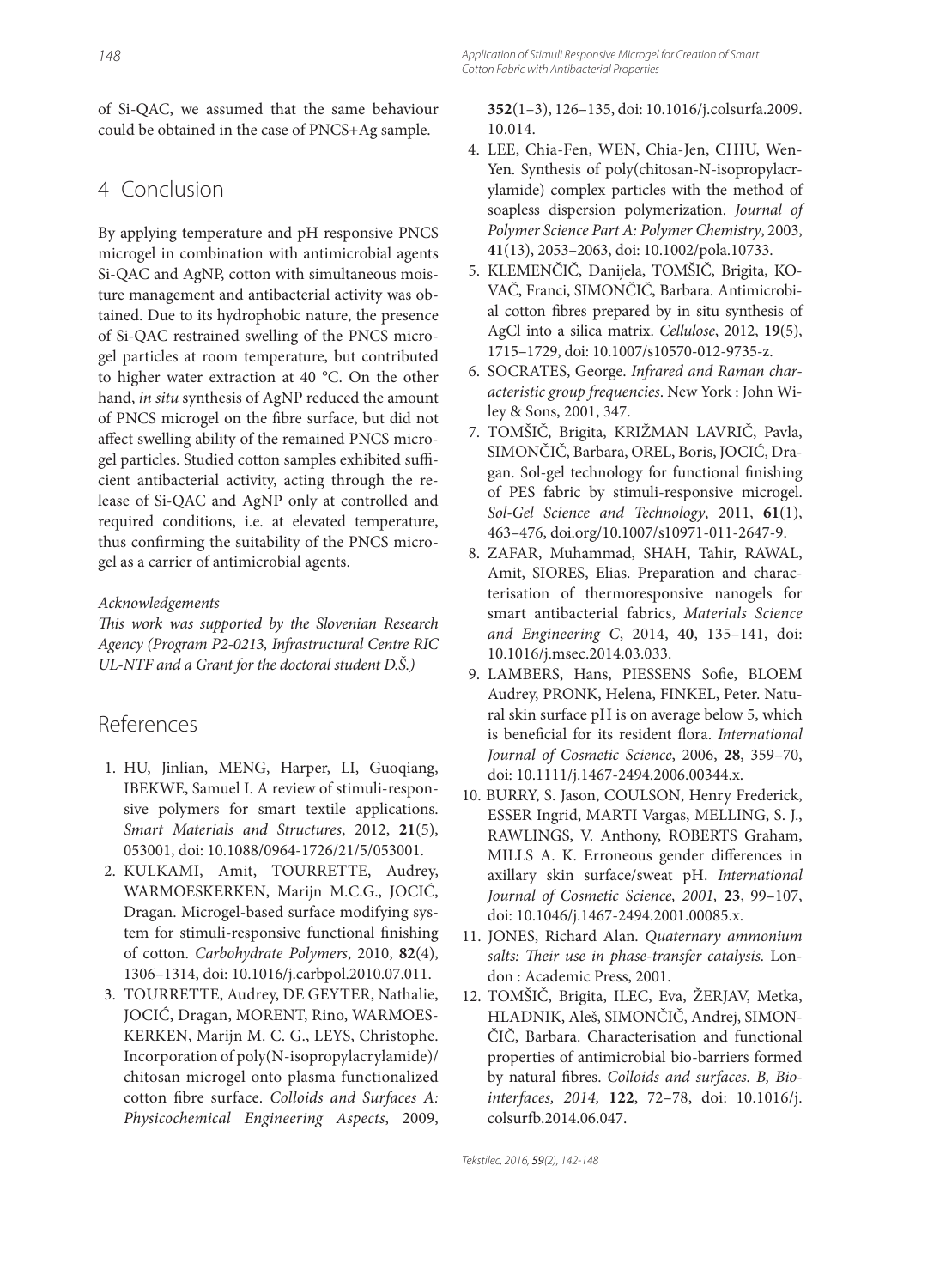of Si-QAC, we assumed that the same behaviour could be obtained in the case of PNCS+Ag sample.

## 4 Conclusion

By applying temperature and pH responsive PNCS microgel in combination with antimicrobial agents Si-QAC and AgNP, cotton with simultaneous moisture management and antibacterial activity was obtained. Due to its hydrophobic nature, the presence of Si-QAC restrained swelling of the PNCS microgel particles at room temperature, but contributed to higher water extraction at 40 °C. On the other hand, *in situ* synthesis of AgNP reduced the amount of PNCS microgel on the fibre surface, but did not affect swelling ability of the remained PNCS microgel particles. Studied cotton samples exhibited sufficient antibacterial activity, acting through the release of Si-QAC and AgNP only at controlled and required conditions, i.e. at elevated temperature, thus confirming the suitability of the PNCS microgel as a carrier of antimicrobial agents.

*Acknowledgements*

*This work was supported by the Slovenian Research Agency (Program P2-0213, Infrastructural Centre RIC UL-NTF and a Grant for the doctoral student D.Š.)*

## References

1. HU, Jinlian, MENG, Harper, LI, Guoqiang, IBEKWE, Samuel I. A review of stimuli-responsive polymers for smart textile applications. *Smart Materials and Structures*, 2012, **21**(5), 053001, doi: 10.1088/0964-1726/21/5/053001.
2. KULKAMI, Amit, TOURRETTE, Audrey, WARMOESKERKEN, Marijn M.C.G., JOCIĆ, Dragan. Microgel-based surface modifying system for stimuli-responsive functional finishing of cotton. *Carbohydrate Polymers*, 2010, **82**(4), 1306–1314, doi: 10.1016/j.carbpol.2010.07.011.
3. TOURRETTE, Audrey, DE GEYTER, Nathalie, JOCIĆ, Dragan, MORENT, Rino, WARMOESKERKEN, Marijn M. C. G., LEYS, Christophe. Incorporation of poly(N-isopropylacrylamide)/chitosan microgel onto plasma functionalized cotton fibre surface. *Colloids and Surfaces A: Physicochemical Engineering Aspects*, 2009, **352**(1–3), 126–135, doi: 10.1016/j.colsurfa.2009.10.014.
4. LEE, Chia-Fen, WEN, Chia-Jen, CHIU, Wen-Yen. Synthesis of poly(chitosan-N-isopropylacrylamide) complex particles with the method of soapless dispersion polymerization. *Journal of Polymer Science Part A: Polymer Chemistry*, 2003, **41**(13), 2053–2063, doi: 10.1002/pola.10733.
5. KLEMENČIČ, Danijela, TOMŠIČ, Brigita, KOVAČ, Franci, SIMONČIČ, Barbara. Antimicrobial cotton fibres prepared by in situ synthesis of AgCl into a silica matrix. *Cellulose*, 2012, **19**(5), 1715–1729, doi: 10.1007/s10570-012-9735-z.
6. SOCRATES, George. *Infrared and Raman characteristic group frequencies*. New York : John Wiley & Sons, 2001, 347.
7. TOMŠIČ, Brigita, KRIŽMAN LAVRIČ, Pavla, SIMONČIČ, Barbara, OREL, Boris, JOCIĆ, Dragan. Sol-gel technology for functional finishing of PES fabric by stimuli-responsive microgel. *Sol-Gel Science and Technology*, 2011, **61**(1), 463–476, doi.org/10.1007/s10971-011-2647-9.
8. ZAFAR, Muhammad, SHAH, Tahir, RAWAL, Amit, SIORES, Elias. Preparation and characterisation of thermoresponsive nanogels for smart antibacterial fabrics, *Materials Science and Engineering C*, 2014, **40**, 135–141, doi: 10.1016/j.msec.2014.03.033.
9. LAMBERS, Hans, PIESSENS Sofie, BLOEM Audrey, PRONK, Helena, FINKEL, Peter. Natural skin surface pH is on average below 5, which is beneficial for its resident flora. *International Journal of Cosmetic Science*, 2006, **28**, 359–70, doi: 10.1111/j.1467-2494.2006.00344.x.
10. BURRY, S. Jason, COULSON, Henry Frederick, ESSER Ingrid, MARTI Vargas, MELLING, S. J., RAWLINGS, V. Anthony, ROBERTS Graham, MILLS A. K. Erroneous gender differences in axillary skin surface/sweat pH. *International Journal of Cosmetic Science, 2001,* **23**, 99–107, doi: 10.1046/j.1467-2494.2001.00085.x.
11. JONES, Richard Alan. *Quaternary ammonium salts: Their use in phase-transfer catalysis.* London : Academic Press, 2001.
12. TOMŠIČ, Brigita, ILEC, Eva, ŽERJAV, Metka, HLADNIK, Aleš, SIMONČIČ, Andrej, SIMONČIČ, Barbara. Characterisation and functional properties of antimicrobial bio-barriers formed by natural fibres. *Colloids and surfaces. B, Biointerfaces, 2014,* **122**, 72–78, doi: 10.1016/j.colsurfb.2014.06.047.